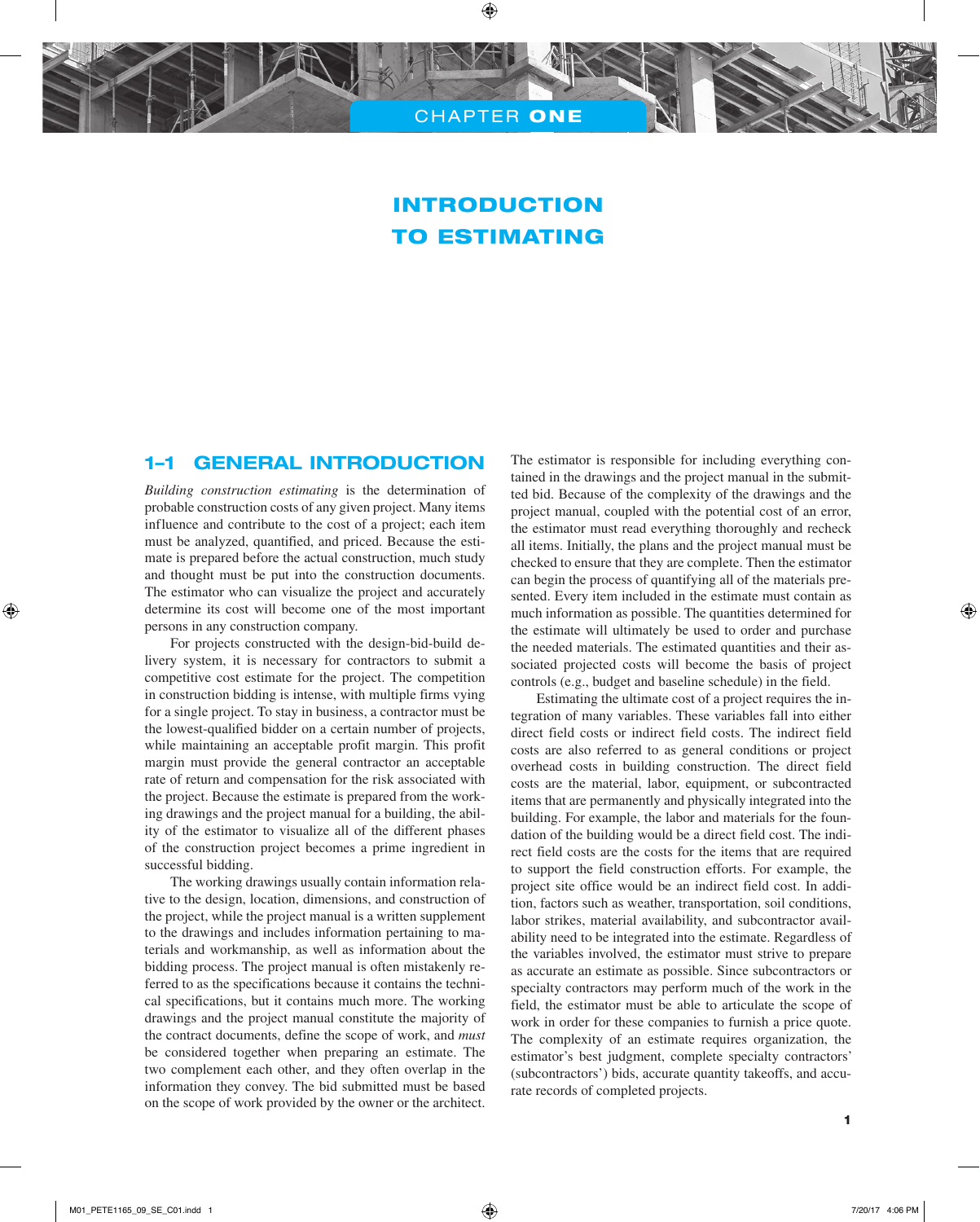# CHAPTER ONE

# INTRODUCTION TO ESTIMATING

## 1–1 GENERAL INTRODUCTION

*Building construction estimating* is the determination of probable construction costs of any given project. Many items influence and contribute to the cost of a project; each item must be analyzed, quantified, and priced. Because the estimate is prepared before the actual construction, much study and thought must be put into the construction documents. The estimator who can visualize the project and accurately determine its cost will become one of the most important persons in any construction company.

For projects constructed with the design-bid-build delivery system, it is necessary for contractors to submit a competitive cost estimate for the project. The competition in construction bidding is intense, with multiple firms vying for a single project. To stay in business, a contractor must be the lowest-qualified bidder on a certain number of projects, while maintaining an acceptable profit margin. This profit margin must provide the general contractor an acceptable rate of return and compensation for the risk associated with the project. Because the estimate is prepared from the working drawings and the project manual for a building, the ability of the estimator to visualize all of the different phases of the construction project becomes a prime ingredient in successful bidding.

The working drawings usually contain information relative to the design, location, dimensions, and construction of the project, while the project manual is a written supplement to the drawings and includes information pertaining to materials and workmanship, as well as information about the bidding process. The project manual is often mistakenly referred to as the specifications because it contains the technical specifications, but it contains much more. The working drawings and the project manual constitute the majority of the contract documents, define the scope of work, and *must* be considered together when preparing an estimate. The two complement each other, and they often overlap in the information they convey. The bid submitted must be based on the scope of work provided by the owner or the architect. The estimator is responsible for including everything contained in the drawings and the project manual in the submitted bid. Because of the complexity of the drawings and the project manual, coupled with the potential cost of an error, the estimator must read everything thoroughly and recheck all items. Initially, the plans and the project manual must be checked to ensure that they are complete. Then the estimator can begin the process of quantifying all of the materials presented. Every item included in the estimate must contain as much information as possible. The quantities determined for the estimate will ultimately be used to order and purchase the needed materials. The estimated quantities and their associated projected costs will become the basis of project controls (e.g., budget and baseline schedule) in the field.

Estimating the ultimate cost of a project requires the integration of many variables. These variables fall into either direct field costs or indirect field costs. The indirect field costs are also referred to as general conditions or project overhead costs in building construction. The direct field costs are the material, labor, equipment, or subcontracted items that are permanently and physically integrated into the building. For example, the labor and materials for the foundation of the building would be a direct field cost. The indirect field costs are the costs for the items that are required to support the field construction efforts. For example, the project site office would be an indirect field cost. In addition, factors such as weather, transportation, soil conditions, labor strikes, material availability, and subcontractor availability need to be integrated into the estimate. Regardless of the variables involved, the estimator must strive to prepare as accurate an estimate as possible. Since subcontractors or specialty contractors may perform much of the work in the field, the estimator must be able to articulate the scope of work in order for these companies to furnish a price quote. The complexity of an estimate requires organization, the estimator's best judgment, complete specialty contractors' (subcontractors') bids, accurate quantity takeoffs, and accurate records of completed projects.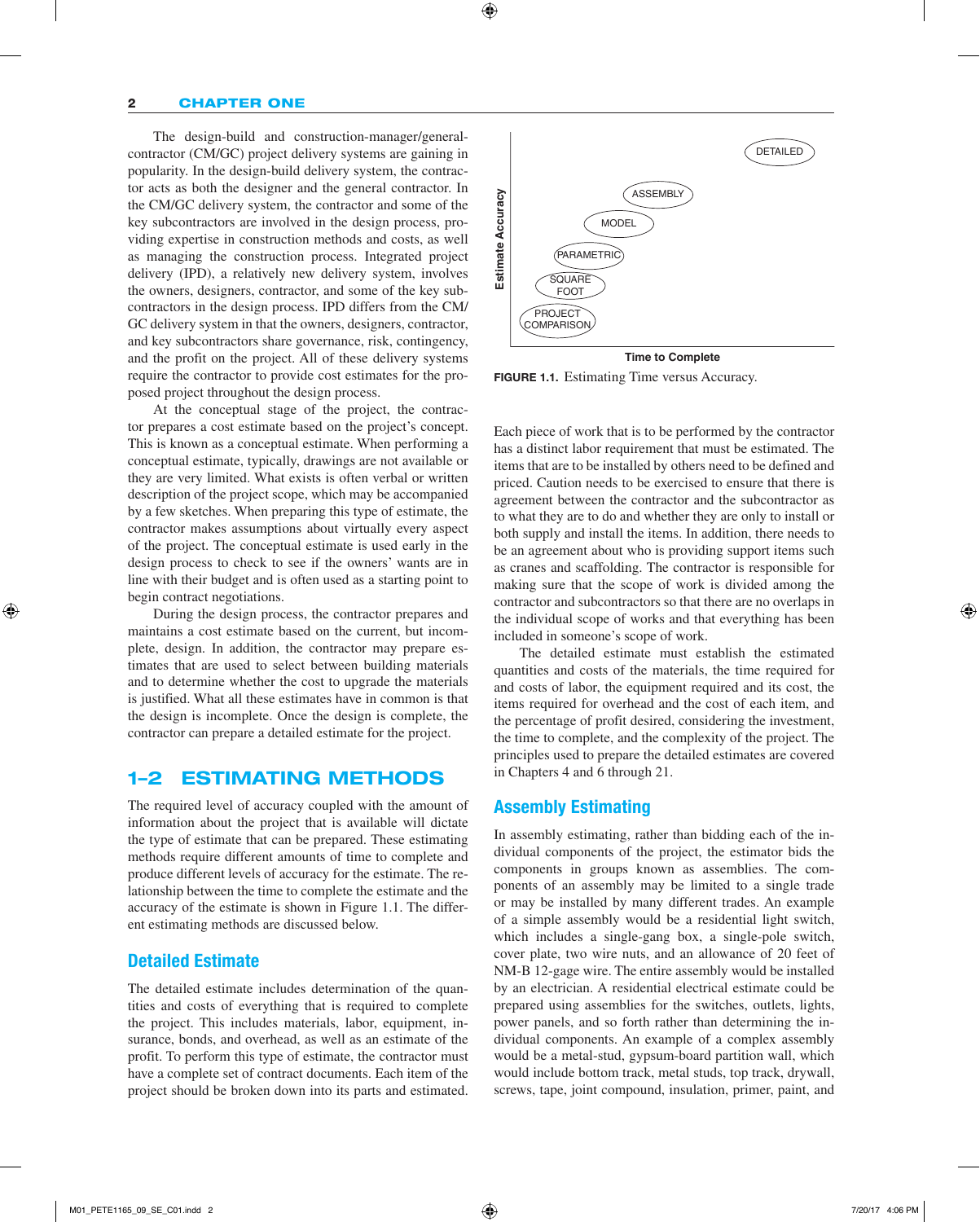The design-build and construction-manager/general-contractor (CM/GC) project delivery systems are gaining in popularity. In the design-build delivery system, the contractor acts as both the designer and the general contractor. In the CM/GC delivery system, the contractor and some of the key subcontractors are involved in the design process, providing expertise in construction methods and costs, as well as managing the construction process. Integrated project delivery (IPD), a relatively new delivery system, involves the owners, designers, contractor, and some of the key subcontractors in the design process. IPD differs from the CM/GC delivery system in that the owners, designers, contractor, and key subcontractors share governance, risk, contingency, and the profit on the project. All of these delivery systems require the contractor to provide cost estimates for the proposed project throughout the design process.

At the conceptual stage of the project, the contractor prepares a cost estimate based on the project's concept. This is known as a conceptual estimate. When performing a conceptual estimate, typically, drawings are not available or they are very limited. What exists is often verbal or written description of the project scope, which may be accompanied by a few sketches. When preparing this type of estimate, the contractor makes assumptions about virtually every aspect of the project. The conceptual estimate is used early in the design process to check to see if the owners' wants are in line with their budget and is often used as a starting point to begin contract negotiations.

During the design process, the contractor prepares and maintains a cost estimate based on the current, but incomplete, design. In addition, the contractor may prepare estimates that are used to select between building materials and to determine whether the cost to upgrade the materials is justified. What all these estimates have in common is that the design is incomplete. Once the design is complete, the contractor can prepare a detailed estimate for the project.

## 1–2 ESTIMATING METHODS

The required level of accuracy coupled with the amount of information about the project that is available will dictate the type of estimate that can be prepared. These estimating methods require different amounts of time to complete and produce different levels of accuracy for the estimate. The relationship between the time to complete the estimate and the accuracy of the estimate is shown in Figure 1.1. The different estimating methods are discussed below.

Estimate Accuracy

DETAILED

ASSEMBLY

MODEL

PARAMETRIC

SQUARE FOOT

PROJECT COMPARISON

Time to Complete

**FIGURE 1.1.** Estimating Time versus Accuracy.

### Detailed Estimate

The detailed estimate includes determination of the quantities and costs of everything that is required to complete the project. This includes materials, labor, equipment, insurance, bonds, and overhead, as well as an estimate of the profit. To perform this type of estimate, the contractor must have a complete set of contract documents. Each item of the project should be broken down into its parts and estimated. Each piece of work that is to be performed by the contractor has a distinct labor requirement that must be estimated. The items that are to be installed by others need to be defined and priced. Caution needs to be exercised to ensure that there is agreement between the contractor and the subcontractor as to what they are to do and whether they are only to install or both supply and install the items. In addition, there needs to be an agreement about who is providing support items such as cranes and scaffolding. The contractor is responsible for making sure that the scope of work is divided among the contractor and subcontractors so that there are no overlaps in the individual scope of works and that everything has been included in someone's scope of work.

The detailed estimate must establish the estimated quantities and costs of the materials, the time required for and costs of labor, the equipment required and its cost, the items required for overhead and the cost of each item, and the percentage of profit desired, considering the investment, the time to complete, and the complexity of the project. The principles used to prepare the detailed estimates are covered in Chapters 4 and 6 through 21.

### Assembly Estimating

In assembly estimating, rather than bidding each of the individual components of the project, the estimator bids the components in groups known as assemblies. The components of an assembly may be limited to a single trade or may be installed by many different trades. An example of a simple assembly would be a residential light switch, which includes a single-gang box, a single-pole switch, cover plate, two wire nuts, and an allowance of 20 feet of NM-B 12-gage wire. The entire assembly would be installed by an electrician. A residential electrical estimate could be prepared using assemblies for the switches, outlets, lights, power panels, and so forth rather than determining the individual components. An example of a complex assembly would be a metal-stud, gypsum-board partition wall, which would include bottom track, metal studs, top track, drywall, screws, tape, joint compound, insulation, primer, paint, and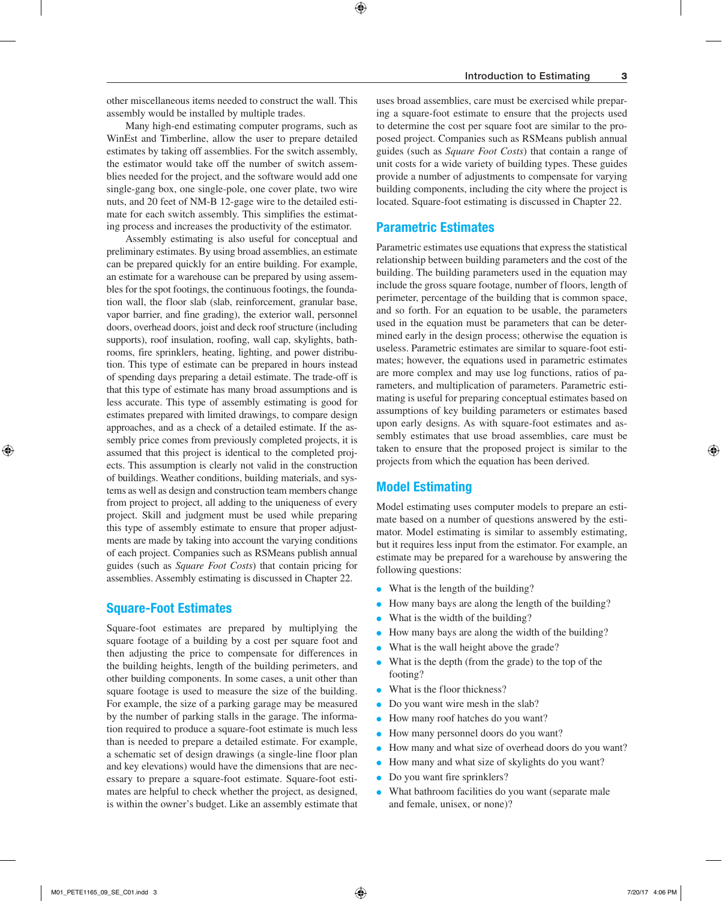other miscellaneous items needed to construct the wall. This assembly would be installed by multiple trades.

Many high-end estimating computer programs, such as WinEst and Timberline, allow the user to prepare detailed estimates by taking off assemblies. For the switch assembly, the estimator would take off the number of switch assemblies needed for the project, and the software would add one single-gang box, one single-pole, one cover plate, two wire nuts, and 20 feet of NM-B 12-gage wire to the detailed estimate for each switch assembly. This simplifies the estimating process and increases the productivity of the estimator.

Assembly estimating is also useful for conceptual and preliminary estimates. By using broad assemblies, an estimate can be prepared quickly for an entire building. For example, an estimate for a warehouse can be prepared by using assembles for the spot footings, the continuous footings, the foundation wall, the floor slab (slab, reinforcement, granular base, vapor barrier, and fine grading), the exterior wall, personnel doors, overhead doors, joist and deck roof structure (including supports), roof insulation, roofing, wall cap, skylights, bathrooms, fire sprinklers, heating, lighting, and power distribution. This type of estimate can be prepared in hours instead of spending days preparing a detail estimate. The trade-off is that this type of estimate has many broad assumptions and is less accurate. This type of assembly estimating is good for estimates prepared with limited drawings, to compare design approaches, and as a check of a detailed estimate. If the assembly price comes from previously completed projects, it is assumed that this project is identical to the completed projects. This assumption is clearly not valid in the construction of buildings. Weather conditions, building materials, and systems as well as design and construction team members change from project to project, all adding to the uniqueness of every project. Skill and judgment must be used while preparing this type of assembly estimate to ensure that proper adjustments are made by taking into account the varying conditions of each project. Companies such as RSMeans publish annual guides (such as *Square Foot Costs*) that contain pricing for assemblies. Assembly estimating is discussed in Chapter 22.

## Square-Foot Estimates

Square-foot estimates are prepared by multiplying the square footage of a building by a cost per square foot and then adjusting the price to compensate for differences in the building heights, length of the building perimeters, and other building components. In some cases, a unit other than square footage is used to measure the size of the building. For example, the size of a parking garage may be measured by the number of parking stalls in the garage. The information required to produce a square-foot estimate is much less than is needed to prepare a detailed estimate. For example, a schematic set of design drawings (a single-line floor plan and key elevations) would have the dimensions that are necessary to prepare a square-foot estimate. Square-foot estimates are helpful to check whether the project, as designed, is within the owner's budget. Like an assembly estimate that uses broad assemblies, care must be exercised while preparing a square-foot estimate to ensure that the projects used to determine the cost per square foot are similar to the proposed project. Companies such as RSMeans publish annual guides (such as *Square Foot Costs*) that contain a range of unit costs for a wide variety of building types. These guides provide a number of adjustments to compensate for varying building components, including the city where the project is located. Square-foot estimating is discussed in Chapter 22.

## Parametric Estimates

Parametric estimates use equations that express the statistical relationship between building parameters and the cost of the building. The building parameters used in the equation may include the gross square footage, number of floors, length of perimeter, percentage of the building that is common space, and so forth. For an equation to be usable, the parameters used in the equation must be parameters that can be determined early in the design process; otherwise the equation is useless. Parametric estimates are similar to square-foot estimates; however, the equations used in parametric estimates are more complex and may use log functions, ratios of parameters, and multiplication of parameters. Parametric estimating is useful for preparing conceptual estimates based on assumptions of key building parameters or estimates based upon early designs. As with square-foot estimates and assembly estimates that use broad assemblies, care must be taken to ensure that the proposed project is similar to the projects from which the equation has been derived.

## Model Estimating

Model estimating uses computer models to prepare an estimate based on a number of questions answered by the estimator. Model estimating is similar to assembly estimating, but it requires less input from the estimator. For example, an estimate may be prepared for a warehouse by answering the following questions:

- What is the length of the building?
- How many bays are along the length of the building?
- What is the width of the building?
- How many bays are along the width of the building?
- What is the wall height above the grade?
- What is the depth (from the grade) to the top of the footing?
- What is the floor thickness?
- Do you want wire mesh in the slab?
- How many roof hatches do you want?
- How many personnel doors do you want?
- How many and what size of overhead doors do you want?
- How many and what size of skylights do you want?
- Do you want fire sprinklers?
- What bathroom facilities do you want (separate male and female, unisex, or none)?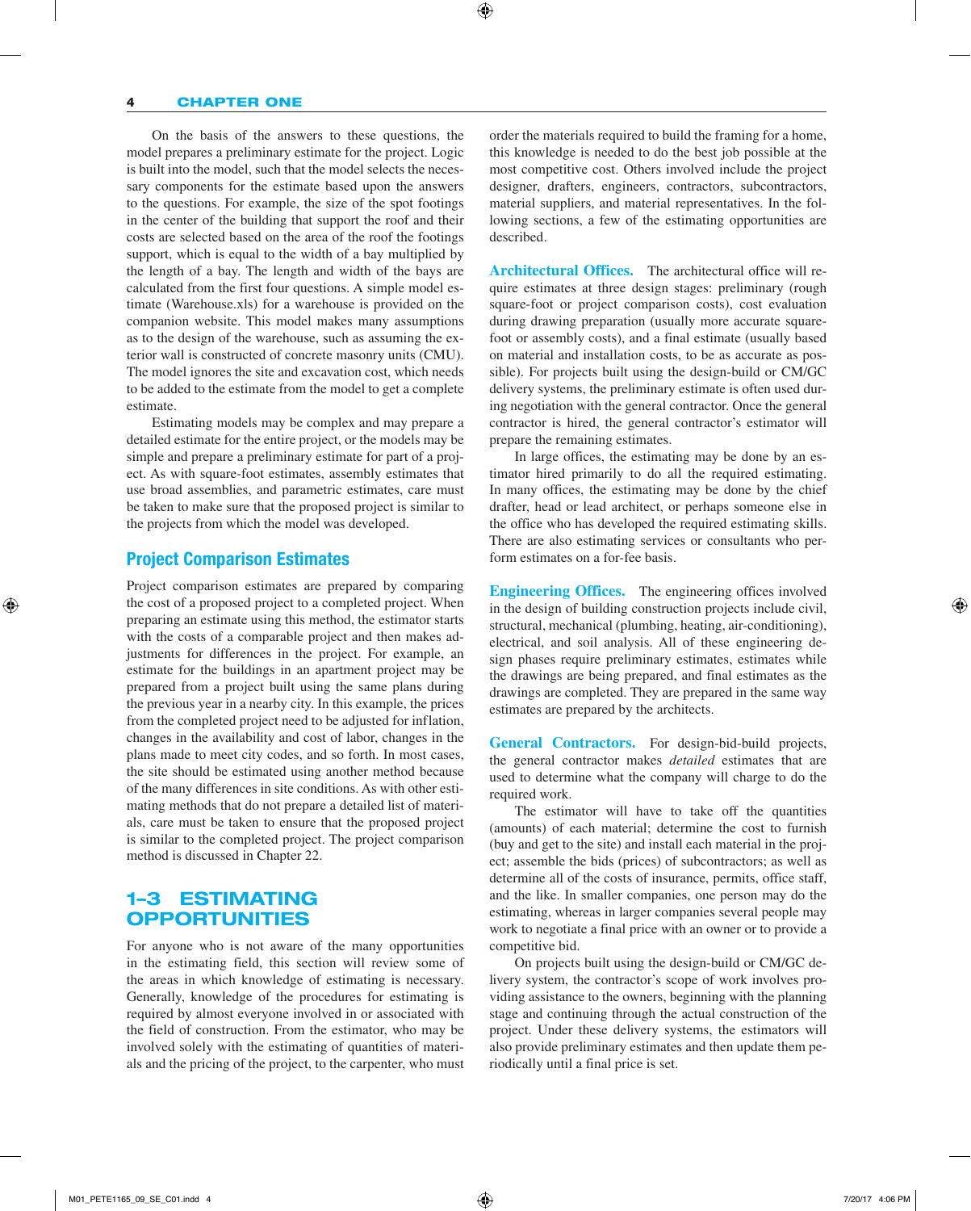On the basis of the answers to these questions, the model prepares a preliminary estimate for the project. Logic is built into the model, such that the model selects the necessary components for the estimate based upon the answers to the questions. For example, the size of the spot footings in the center of the building that support the roof and their costs are selected based on the area of the roof the footings support, which is equal to the width of a bay multiplied by the length of a bay. The length and width of the bays are calculated from the first four questions. A simple model estimate (Warehouse.xls) for a warehouse is provided on the companion website. This model makes many assumptions as to the design of the warehouse, such as assuming the exterior wall is constructed of concrete masonry units (CMU). The model ignores the site and excavation cost, which needs to be added to the estimate from the model to get a complete estimate.

Estimating models may be complex and may prepare a detailed estimate for the entire project, or the models may be simple and prepare a preliminary estimate for part of a project. As with square-foot estimates, assembly estimates that use broad assemblies, and parametric estimates, care must be taken to make sure that the proposed project is similar to the projects from which the model was developed.

### Project Comparison Estimates

Project comparison estimates are prepared by comparing the cost of a proposed project to a completed project. When preparing an estimate using this method, the estimator starts with the costs of a comparable project and then makes adjustments for differences in the project. For example, an estimate for the buildings in an apartment project may be prepared from a project built using the same plans during the previous year in a nearby city. In this example, the prices from the completed project need to be adjusted for inflation, changes in the availability and cost of labor, changes in the plans made to meet city codes, and so forth. In most cases, the site should be estimated using another method because of the many differences in site conditions. As with other estimating methods that do not prepare a detailed list of materials, care must be taken to ensure that the proposed project is similar to the completed project. The project comparison method is discussed in Chapter 22.

## 1–3 ESTIMATING OPPORTUNITIES

For anyone who is not aware of the many opportunities in the estimating field, this section will review some of the areas in which knowledge of estimating is necessary. Generally, knowledge of the procedures for estimating is required by almost everyone involved in or associated with the field of construction. From the estimator, who may be involved solely with the estimating of quantities of materials and the pricing of the project, to the carpenter, who must order the materials required to build the framing for a home, this knowledge is needed to do the best job possible at the most competitive cost. Others involved include the project designer, drafters, engineers, contractors, subcontractors, material suppliers, and material representatives. In the following sections, a few of the estimating opportunities are described.

**Architectural Offices.** The architectural office will require estimates at three design stages: preliminary (rough square-foot or project comparison costs), cost evaluation during drawing preparation (usually more accurate square-foot or assembly costs), and a final estimate (usually based on material and installation costs, to be as accurate as possible). For projects built using the design-build or CM/GC delivery systems, the preliminary estimate is often used during negotiation with the general contractor. Once the general contractor is hired, the general contractor's estimator will prepare the remaining estimates.

In large offices, the estimating may be done by an estimator hired primarily to do all the required estimating. In many offices, the estimating may be done by the chief drafter, head or lead architect, or perhaps someone else in the office who has developed the required estimating skills. There are also estimating services or consultants who perform estimates on a for-fee basis.

**Engineering Offices.** The engineering offices involved in the design of building construction projects include civil, structural, mechanical (plumbing, heating, air-conditioning), electrical, and soil analysis. All of these engineering design phases require preliminary estimates, estimates while the drawings are being prepared, and final estimates as the drawings are completed. They are prepared in the same way estimates are prepared by the architects.

**General Contractors.** For design-bid-build projects, the general contractor makes *detailed* estimates that are used to determine what the company will charge to do the required work.

The estimator will have to take off the quantities (amounts) of each material; determine the cost to furnish (buy and get to the site) and install each material in the project; assemble the bids (prices) of subcontractors; as well as determine all of the costs of insurance, permits, office staff, and the like. In smaller companies, one person may do the estimating, whereas in larger companies several people may work to negotiate a final price with an owner or to provide a competitive bid.

On projects built using the design-build or CM/GC delivery system, the contractor's scope of work involves providing assistance to the owners, beginning with the planning stage and continuing through the actual construction of the project. Under these delivery systems, the estimators will also provide preliminary estimates and then update them periodically until a final price is set.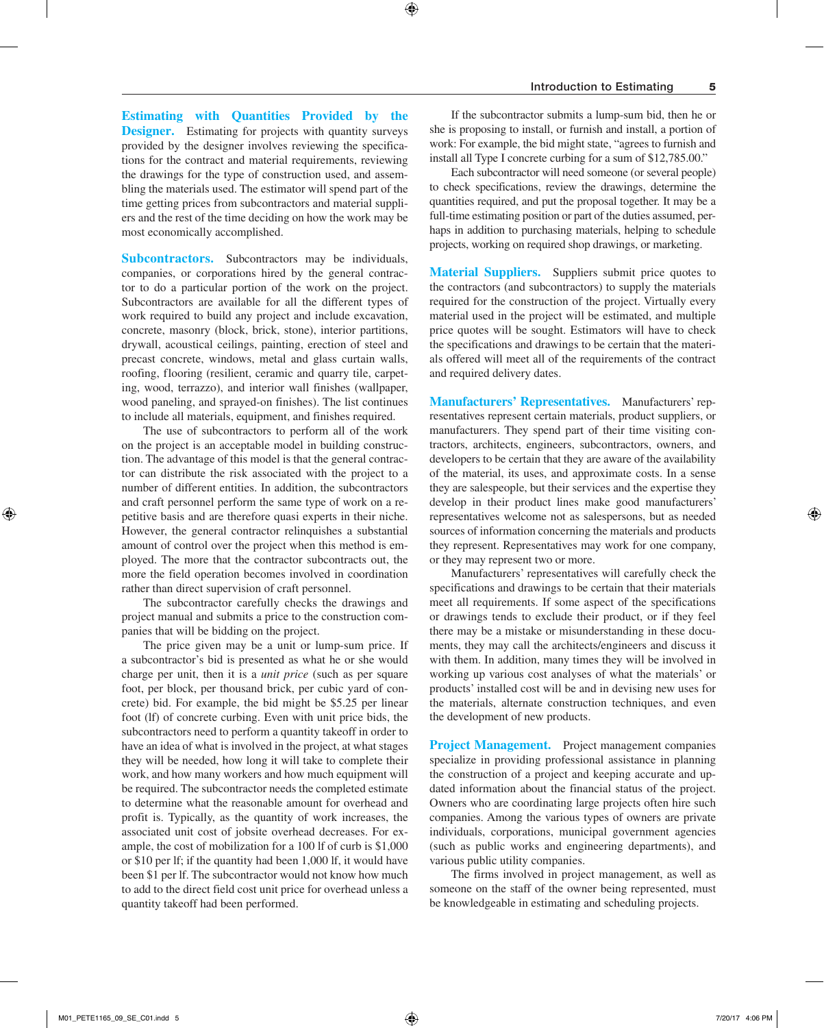**Estimating with Quantities Provided by the Designer.** Estimating for projects with quantity surveys provided by the designer involves reviewing the specifications for the contract and material requirements, reviewing the drawings for the type of construction used, and assembling the materials used. The estimator will spend part of the time getting prices from subcontractors and material suppliers and the rest of the time deciding on how the work may be most economically accomplished.

**Subcontractors.** Subcontractors may be individuals, companies, or corporations hired by the general contractor to do a particular portion of the work on the project. Subcontractors are available for all the different types of work required to build any project and include excavation, concrete, masonry (block, brick, stone), interior partitions, drywall, acoustical ceilings, painting, erection of steel and precast concrete, windows, metal and glass curtain walls, roofing, flooring (resilient, ceramic and quarry tile, carpeting, wood, terrazzo), and interior wall finishes (wallpaper, wood paneling, and sprayed-on finishes). The list continues to include all materials, equipment, and finishes required.

The use of subcontractors to perform all of the work on the project is an acceptable model in building construction. The advantage of this model is that the general contractor can distribute the risk associated with the project to a number of different entities. In addition, the subcontractors and craft personnel perform the same type of work on a repetitive basis and are therefore quasi experts in their niche. However, the general contractor relinquishes a substantial amount of control over the project when this method is employed. The more that the contractor subcontracts out, the more the field operation becomes involved in coordination rather than direct supervision of craft personnel.

The subcontractor carefully checks the drawings and project manual and submits a price to the construction companies that will be bidding on the project.

The price given may be a unit or lump-sum price. If a subcontractor's bid is presented as what he or she would charge per unit, then it is a *unit price* (such as per square foot, per block, per thousand brick, per cubic yard of concrete) bid. For example, the bid might be $5.25 per linear foot (lf) of concrete curbing. Even with unit price bids, the subcontractors need to perform a quantity takeoff in order to have an idea of what is involved in the project, at what stages they will be needed, how long it will take to complete their work, and how many workers and how much equipment will be required. The subcontractor needs the completed estimate to determine what the reasonable amount for overhead and profit is. Typically, as the quantity of work increases, the associated unit cost of jobsite overhead decreases. For example, the cost of mobilization for a 100 lf of curb is $1,000 or $10 per lf; if the quantity had been 1,000 lf, it would have been $1 per lf. The subcontractor would not know how much to add to the direct field cost unit price for overhead unless a quantity takeoff had been performed.

If the subcontractor submits a lump-sum bid, then he or she is proposing to install, or furnish and install, a portion of work: For example, the bid might state, "agrees to furnish and install all Type I concrete curbing for a sum of $12,785.00."

Each subcontractor will need someone (or several people) to check specifications, review the drawings, determine the quantities required, and put the proposal together. It may be a full-time estimating position or part of the duties assumed, perhaps in addition to purchasing materials, helping to schedule projects, working on required shop drawings, or marketing.

**Material Suppliers.** Suppliers submit price quotes to the contractors (and subcontractors) to supply the materials required for the construction of the project. Virtually every material used in the project will be estimated, and multiple price quotes will be sought. Estimators will have to check the specifications and drawings to be certain that the materials offered will meet all of the requirements of the contract and required delivery dates.

**Manufacturers' Representatives.** Manufacturers' representatives represent certain materials, product suppliers, or manufacturers. They spend part of their time visiting contractors, architects, engineers, subcontractors, owners, and developers to be certain that they are aware of the availability of the material, its uses, and approximate costs. In a sense they are salespeople, but their services and the expertise they develop in their product lines make good manufacturers' representatives welcome not as salespersons, but as needed sources of information concerning the materials and products they represent. Representatives may work for one company, or they may represent two or more.

Manufacturers' representatives will carefully check the specifications and drawings to be certain that their materials meet all requirements. If some aspect of the specifications or drawings tends to exclude their product, or if they feel there may be a mistake or misunderstanding in these documents, they may call the architects/engineers and discuss it with them. In addition, many times they will be involved in working up various cost analyses of what the materials' or products' installed cost will be and in devising new uses for the materials, alternate construction techniques, and even the development of new products.

**Project Management.** Project management companies specialize in providing professional assistance in planning the construction of a project and keeping accurate and updated information about the financial status of the project. Owners who are coordinating large projects often hire such companies. Among the various types of owners are private individuals, corporations, municipal government agencies (such as public works and engineering departments), and various public utility companies.

The firms involved in project management, as well as someone on the staff of the owner being represented, must be knowledgeable in estimating and scheduling projects.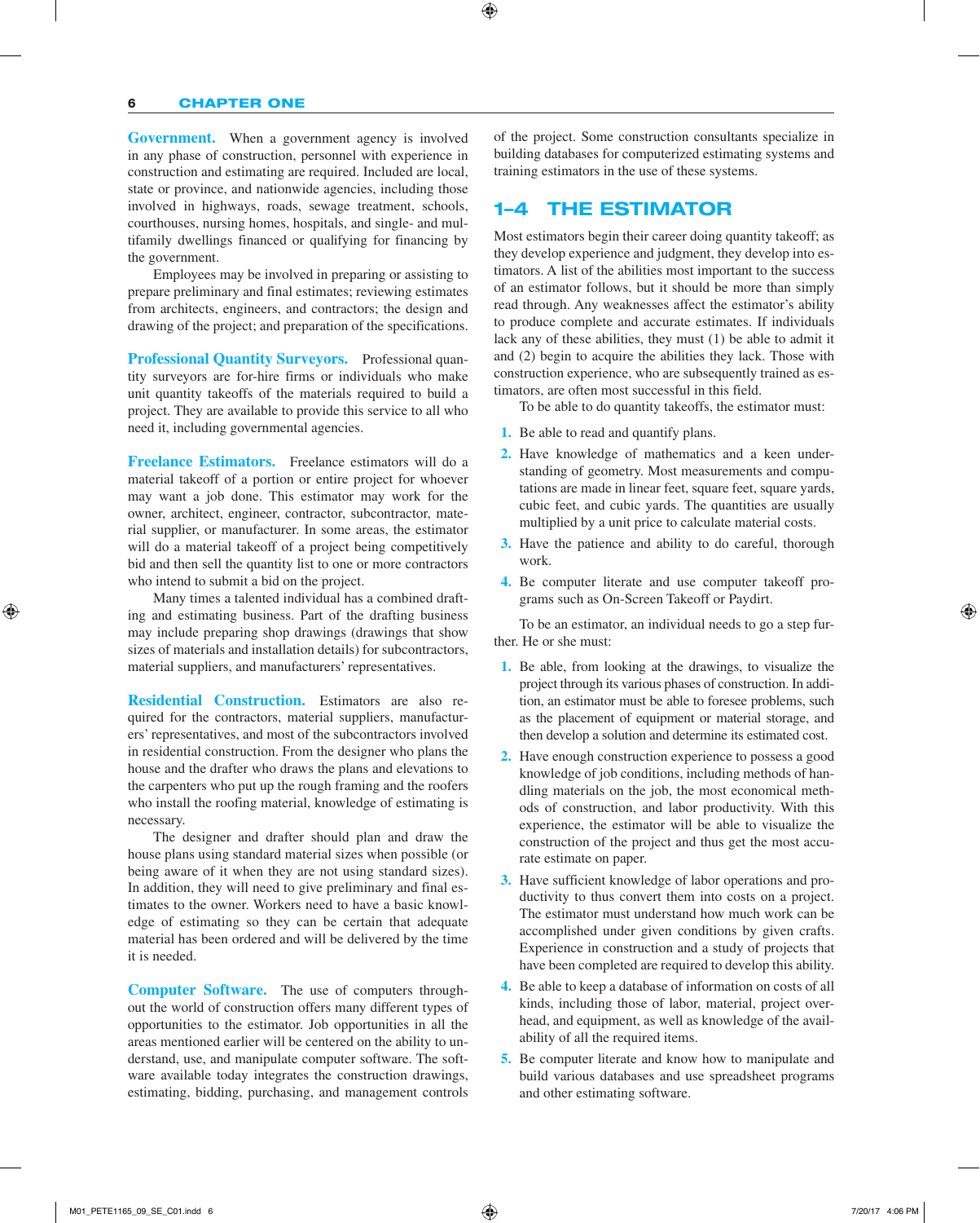**Government.** When a government agency is involved in any phase of construction, personnel with experience in construction and estimating are required. Included are local, state or province, and nationwide agencies, including those involved in highways, roads, sewage treatment, schools, courthouses, nursing homes, hospitals, and single- and multifamily dwellings financed or qualifying for financing by the government.

Employees may be involved in preparing or assisting to prepare preliminary and final estimates; reviewing estimates from architects, engineers, and contractors; the design and drawing of the project; and preparation of the specifications.

**Professional Quantity Surveyors.** Professional quantity surveyors are for-hire firms or individuals who make unit quantity takeoffs of the materials required to build a project. They are available to provide this service to all who need it, including governmental agencies.

**Freelance Estimators.** Freelance estimators will do a material takeoff of a portion or entire project for whoever may want a job done. This estimator may work for the owner, architect, engineer, contractor, subcontractor, material supplier, or manufacturer. In some areas, the estimator will do a material takeoff of a project being competitively bid and then sell the quantity list to one or more contractors who intend to submit a bid on the project.

Many times a talented individual has a combined drafting and estimating business. Part of the drafting business may include preparing shop drawings (drawings that show sizes of materials and installation details) for subcontractors, material suppliers, and manufacturers' representatives.

**Residential Construction.** Estimators are also required for the contractors, material suppliers, manufacturers' representatives, and most of the subcontractors involved in residential construction. From the designer who plans the house and the drafter who draws the plans and elevations to the carpenters who put up the rough framing and the roofers who install the roofing material, knowledge of estimating is necessary.

The designer and drafter should plan and draw the house plans using standard material sizes when possible (or being aware of it when they are not using standard sizes). In addition, they will need to give preliminary and final estimates to the owner. Workers need to have a basic knowledge of estimating so they can be certain that adequate material has been ordered and will be delivered by the time it is needed.

**Computer Software.** The use of computers throughout the world of construction offers many different types of opportunities to the estimator. Job opportunities in all the areas mentioned earlier will be centered on the ability to understand, use, and manipulate computer software. The software available today integrates the construction drawings, estimating, bidding, purchasing, and management controls of the project. Some construction consultants specialize in building databases for computerized estimating systems and training estimators in the use of these systems.

## 1–4 THE ESTIMATOR

Most estimators begin their career doing quantity takeoff; as they develop experience and judgment, they develop into estimators. A list of the abilities most important to the success of an estimator follows, but it should be more than simply read through. Any weaknesses affect the estimator's ability to produce complete and accurate estimates. If individuals lack any of these abilities, they must (1) be able to admit it and (2) begin to acquire the abilities they lack. Those with construction experience, who are subsequently trained as estimators, are often most successful in this field.

To be able to do quantity takeoffs, the estimator must:

1. Be able to read and quantify plans.
2. Have knowledge of mathematics and a keen understanding of geometry. Most measurements and computations are made in linear feet, square feet, square yards, cubic feet, and cubic yards. The quantities are usually multiplied by a unit price to calculate material costs.
3. Have the patience and ability to do careful, thorough work.
4. Be computer literate and use computer takeoff programs such as On-Screen Takeoff or Paydirt.

To be an estimator, an individual needs to go a step further. He or she must:

1. Be able, from looking at the drawings, to visualize the project through its various phases of construction. In addition, an estimator must be able to foresee problems, such as the placement of equipment or material storage, and then develop a solution and determine its estimated cost.
2. Have enough construction experience to possess a good knowledge of job conditions, including methods of handling materials on the job, the most economical methods of construction, and labor productivity. With this experience, the estimator will be able to visualize the construction of the project and thus get the most accurate estimate on paper.
3. Have sufficient knowledge of labor operations and productivity to thus convert them into costs on a project. The estimator must understand how much work can be accomplished under given conditions by given crafts. Experience in construction and a study of projects that have been completed are required to develop this ability.
4. Be able to keep a database of information on costs of all kinds, including those of labor, material, project overhead, and equipment, as well as knowledge of the availability of all the required items.
5. Be computer literate and know how to manipulate and build various databases and use spreadsheet programs and other estimating software.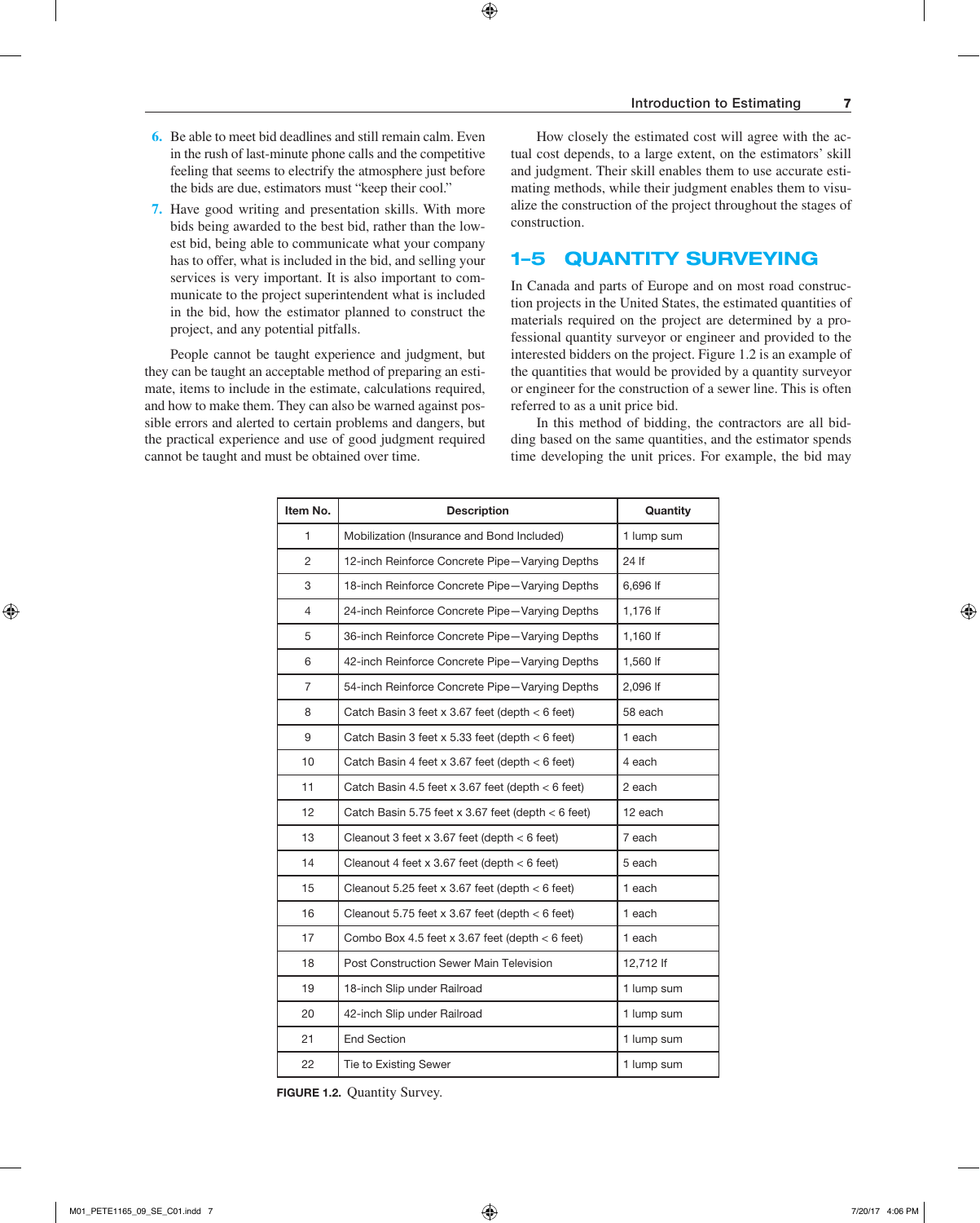6. Be able to meet bid deadlines and still remain calm. Even in the rush of last-minute phone calls and the competitive feeling that seems to electrify the atmosphere just before the bids are due, estimators must "keep their cool."
7. Have good writing and presentation skills. With more bids being awarded to the best bid, rather than the lowest bid, being able to communicate what your company has to offer, what is included in the bid, and selling your services is very important. It is also important to communicate to the project superintendent what is included in the bid, how the estimator planned to construct the project, and any potential pitfalls.

People cannot be taught experience and judgment, but they can be taught an acceptable method of preparing an estimate, items to include in the estimate, calculations required, and how to make them. They can also be warned against possible errors and alerted to certain problems and dangers, but the practical experience and use of good judgment required cannot be taught and must be obtained over time.

How closely the estimated cost will agree with the actual cost depends, to a large extent, on the estimators' skill and judgment. Their skill enables them to use accurate estimating methods, while their judgment enables them to visualize the construction of the project throughout the stages of construction.

## 1–5 QUANTITY SURVEYING

In Canada and parts of Europe and on most road construction projects in the United States, the estimated quantities of materials required on the project are determined by a professional quantity surveyor or engineer and provided to the interested bidders on the project. Figure 1.2 is an example of the quantities that would be provided by a quantity surveyor or engineer for the construction of a sewer line. This is often referred to as a unit price bid.

In this method of bidding, the contractors are all bidding based on the same quantities, and the estimator spends time developing the unit prices. For example, the bid may

| Item No. | Description | Quantity |
|---|---|---|
| 1 | Mobilization (Insurance and Bond Included) | 1 lump sum |
| 2 | 12-inch Reinforce Concrete Pipe—Varying Depths | 24 lf |
| 3 | 18-inch Reinforce Concrete Pipe—Varying Depths | 6,696 lf |
| 4 | 24-inch Reinforce Concrete Pipe—Varying Depths | 1,176 lf |
| 5 | 36-inch Reinforce Concrete Pipe—Varying Depths | 1,160 lf |
| 6 | 42-inch Reinforce Concrete Pipe—Varying Depths | 1,560 lf |
| 7 | 54-inch Reinforce Concrete Pipe—Varying Depths | 2,096 lf |
| 8 | Catch Basin 3 feet x 3.67 feet (depth < 6 feet) | 58 each |
| 9 | Catch Basin 3 feet x 5.33 feet (depth < 6 feet) | 1 each |
| 10 | Catch Basin 4 feet x 3.67 feet (depth < 6 feet) | 4 each |
| 11 | Catch Basin 4.5 feet x 3.67 feet (depth < 6 feet) | 2 each |
| 12 | Catch Basin 5.75 feet x 3.67 feet (depth < 6 feet) | 12 each |
| 13 | Cleanout 3 feet x 3.67 feet (depth < 6 feet) | 7 each |
| 14 | Cleanout 4 feet x 3.67 feet (depth < 6 feet) | 5 each |
| 15 | Cleanout 5.25 feet x 3.67 feet (depth < 6 feet) | 1 each |
| 16 | Cleanout 5.75 feet x 3.67 feet (depth < 6 feet) | 1 each |
| 17 | Combo Box 4.5 feet x 3.67 feet (depth < 6 feet) | 1 each |
| 18 | Post Construction Sewer Main Television | 12,712 lf |
| 19 | 18-inch Slip under Railroad | 1 lump sum |
| 20 | 42-inch Slip under Railroad | 1 lump sum |
| 21 | End Section | 1 lump sum |
| 22 | Tie to Existing Sewer | 1 lump sum |

**FIGURE 1.2.** Quantity Survey.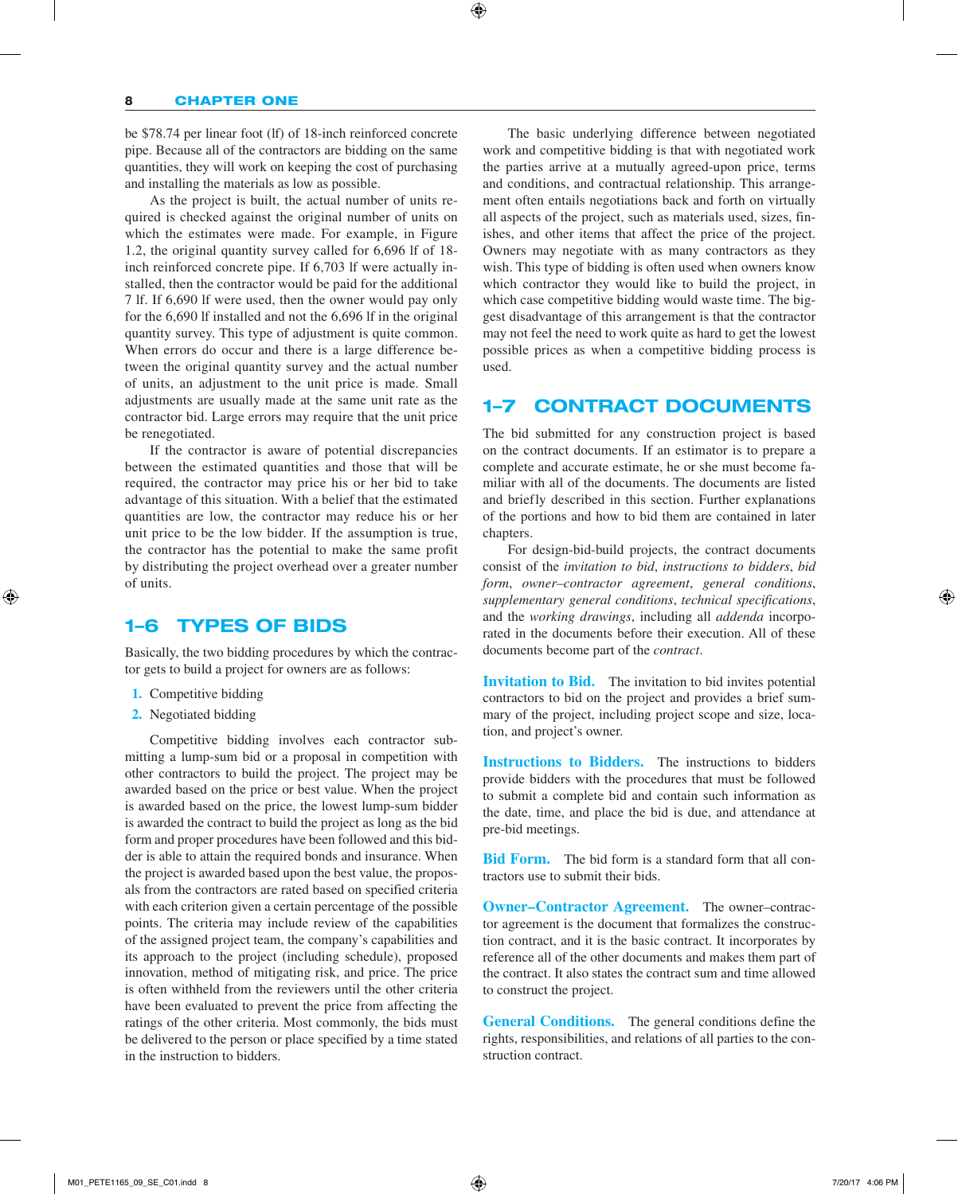be $78.74 per linear foot (lf) of 18-inch reinforced concrete pipe. Because all of the contractors are bidding on the same quantities, they will work on keeping the cost of purchasing and installing the materials as low as possible.

As the project is built, the actual number of units required is checked against the original number of units on which the estimates were made. For example, in Figure 1.2, the original quantity survey called for 6,696 lf of 18-inch reinforced concrete pipe. If 6,703 lf were actually installed, then the contractor would be paid for the additional 7 lf. If 6,690 lf were used, then the owner would pay only for the 6,690 lf installed and not the 6,696 lf in the original quantity survey. This type of adjustment is quite common. When errors do occur and there is a large difference between the original quantity survey and the actual number of units, an adjustment to the unit price is made. Small adjustments are usually made at the same unit rate as the contractor bid. Large errors may require that the unit price be renegotiated.

If the contractor is aware of potential discrepancies between the estimated quantities and those that will be required, the contractor may price his or her bid to take advantage of this situation. With a belief that the estimated quantities are low, the contractor may reduce his or her unit price to be the low bidder. If the assumption is true, the contractor has the potential to make the same profit by distributing the project overhead over a greater number of units.

## 1–6 TYPES OF BIDS

Basically, the two bidding procedures by which the contractor gets to build a project for owners are as follows:

1. Competitive bidding
2. Negotiated bidding

Competitive bidding involves each contractor submitting a lump-sum bid or a proposal in competition with other contractors to build the project. The project may be awarded based on the price or best value. When the project is awarded based on the price, the lowest lump-sum bidder is awarded the contract to build the project as long as the bid form and proper procedures have been followed and this bidder is able to attain the required bonds and insurance. When the project is awarded based upon the best value, the proposals from the contractors are rated based on specified criteria with each criterion given a certain percentage of the possible points. The criteria may include review of the capabilities of the assigned project team, the company's capabilities and its approach to the project (including schedule), proposed innovation, method of mitigating risk, and price. The price is often withheld from the reviewers until the other criteria have been evaluated to prevent the price from affecting the ratings of the other criteria. Most commonly, the bids must be delivered to the person or place specified by a time stated in the instruction to bidders.

The basic underlying difference between negotiated work and competitive bidding is that with negotiated work the parties arrive at a mutually agreed-upon price, terms and conditions, and contractual relationship. This arrangement often entails negotiations back and forth on virtually all aspects of the project, such as materials used, sizes, finishes, and other items that affect the price of the project. Owners may negotiate with as many contractors as they wish. This type of bidding is often used when owners know which contractor they would like to build the project, in which case competitive bidding would waste time. The biggest disadvantage of this arrangement is that the contractor may not feel the need to work quite as hard to get the lowest possible prices as when a competitive bidding process is used.

## 1–7 CONTRACT DOCUMENTS

The bid submitted for any construction project is based on the contract documents. If an estimator is to prepare a complete and accurate estimate, he or she must become familiar with all of the documents. The documents are listed and briefly described in this section. Further explanations of the portions and how to bid them are contained in later chapters.

For design-bid-build projects, the contract documents consist of the *invitation to bid*, *instructions to bidders*, *bid form*, *owner–contractor agreement*, *general conditions*, *supplementary general conditions*, *technical specifications*, and the *working drawings*, including all *addenda* incorporated in the documents before their execution. All of these documents become part of the *contract*.

**Invitation to Bid.** The invitation to bid invites potential contractors to bid on the project and provides a brief summary of the project, including project scope and size, location, and project's owner.

**Instructions to Bidders.** The instructions to bidders provide bidders with the procedures that must be followed to submit a complete bid and contain such information as the date, time, and place the bid is due, and attendance at pre-bid meetings.

**Bid Form.** The bid form is a standard form that all contractors use to submit their bids.

**Owner–Contractor Agreement.** The owner–contractor agreement is the document that formalizes the construction contract, and it is the basic contract. It incorporates by reference all of the other documents and makes them part of the contract. It also states the contract sum and time allowed to construct the project.

**General Conditions.** The general conditions define the rights, responsibilities, and relations of all parties to the construction contract.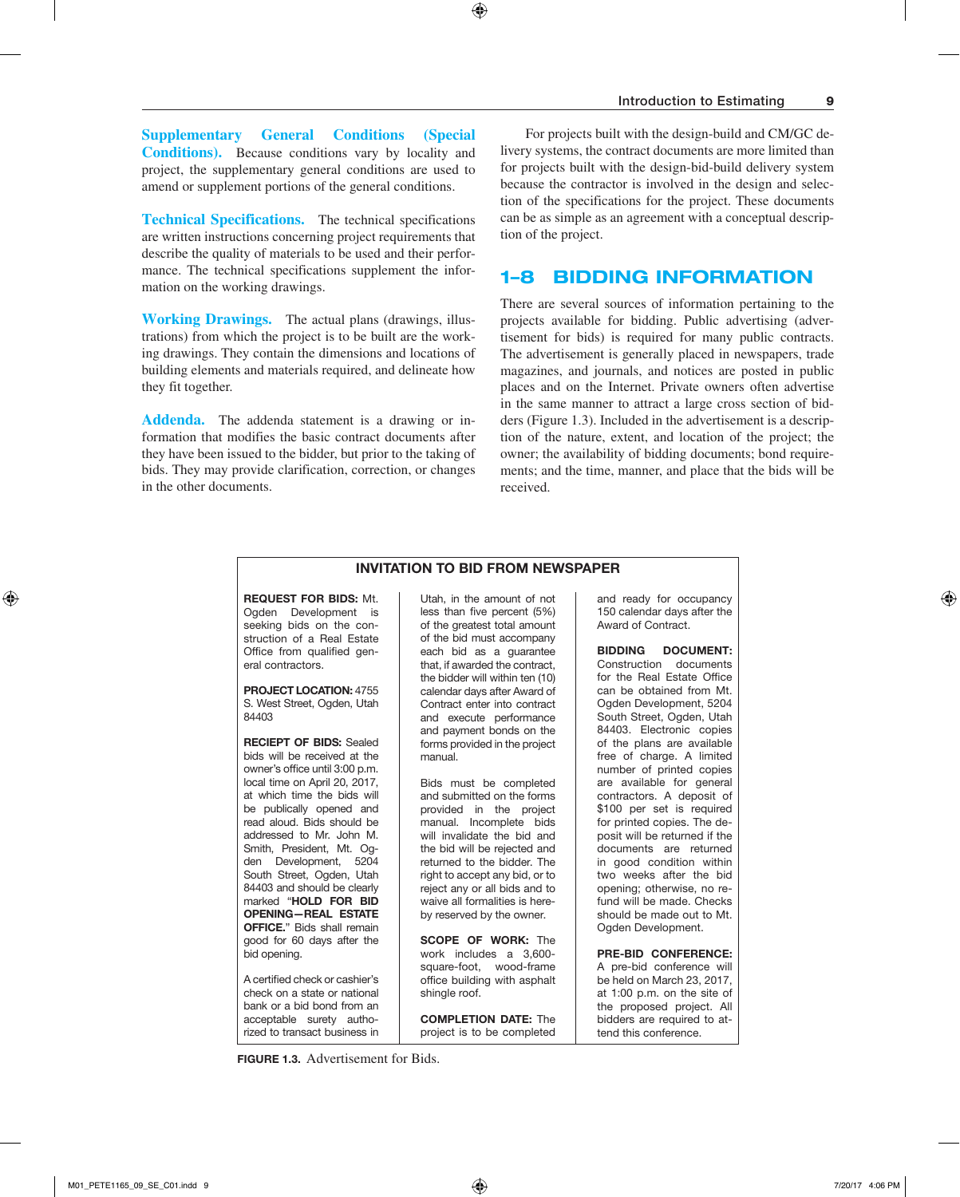**Supplementary General Conditions (Special Conditions).** Because conditions vary by locality and project, the supplementary general conditions are used to amend or supplement portions of the general conditions.

**Technical Specifications.** The technical specifications are written instructions concerning project requirements that describe the quality of materials to be used and their performance. The technical specifications supplement the information on the working drawings.

**Working Drawings.** The actual plans (drawings, illustrations) from which the project is to be built are the working drawings. They contain the dimensions and locations of building elements and materials required, and delineate how they fit together.

**Addenda.** The addenda statement is a drawing or information that modifies the basic contract documents after they have been issued to the bidder, but prior to the taking of bids. They may provide clarification, correction, or changes in the other documents.

For projects built with the design-build and CM/GC delivery systems, the contract documents are more limited than for projects built with the design-bid-build delivery system because the contractor is involved in the design and selection of the specifications for the project. These documents can be as simple as an agreement with a conceptual description of the project.

## 1–8 BIDDING INFORMATION

There are several sources of information pertaining to the projects available for bidding. Public advertising (advertisement for bids) is required for many public contracts. The advertisement is generally placed in newspapers, trade magazines, and journals, and notices are posted in public places and on the Internet. Private owners often advertise in the same manner to attract a large cross section of bidders (Figure 1.3). Included in the advertisement is a description of the nature, extent, and location of the project; the owner; the availability of bidding documents; bond requirements; and the time, manner, and place that the bids will be received.

**INVITATION TO BID FROM NEWSPAPER**

**REQUEST FOR BIDS:** Mt. Ogden Development is seeking bids on the construction of a Real Estate Office from qualified general contractors.

**PROJECT LOCATION:** 4755 S. West Street, Ogden, Utah 84403

**RECIEPT OF BIDS:** Sealed bids will be received at the owner's office until 3:00 p.m. local time on April 20, 2017, at which time the bids will be publicly opened and read aloud. Bids should be addressed to Mr. John M. Smith, President, Mt. Ogden Development, 5204 South Street, Ogden, Utah 84403 and should be clearly marked "**HOLD FOR BID OPENING—REAL ESTATE OFFICE.**" Bids shall remain good for 60 days after the bid opening.

A certified check or cashier's check on a state or national bank or a bid bond from an acceptable surety authorized to transact business in Utah, in the amount of not less than five percent (5%) of the greatest total amount of the bid must accompany each bid as a guarantee that, if awarded the contract, the bidder will within ten (10) calendar days after Award of Contract enter into contract and execute performance and payment bonds on the forms provided in the project manual.

Bids must be completed and submitted on the forms provided in the project manual. Incomplete bids will invalidate the bid and the bid will be rejected and returned to the bidder. The right to accept any bid, or to reject any or all bids and to waive all formalities is hereby reserved by the owner.

**SCOPE OF WORK:** The work includes a 3,600-square-foot, wood-frame office building with asphalt shingle roof.

**COMPLETION DATE:** The project is to be completed and ready for occupancy 150 calendar days after the Award of Contract.

**BIDDING DOCUMENT:** Construction documents for the Real Estate Office can be obtained from Mt. Ogden Development, 5204 South Street, Ogden, Utah 84403. Electronic copies of the plans are available free of charge. A limited number of printed copies are available for general contractors. A deposit of $100 per set is required for printed copies. The deposit will be returned if the documents are returned in good condition within two weeks after the bid opening; otherwise, no refund will be made. Checks should be made out to Mt. Ogden Development.

**PRE-BID CONFERENCE:** A pre-bid conference will be held on March 23, 2017, at 1:00 p.m. on the site of the proposed project. All bidders are required to attend this conference.

**FIGURE 1.3.** Advertisement for Bids.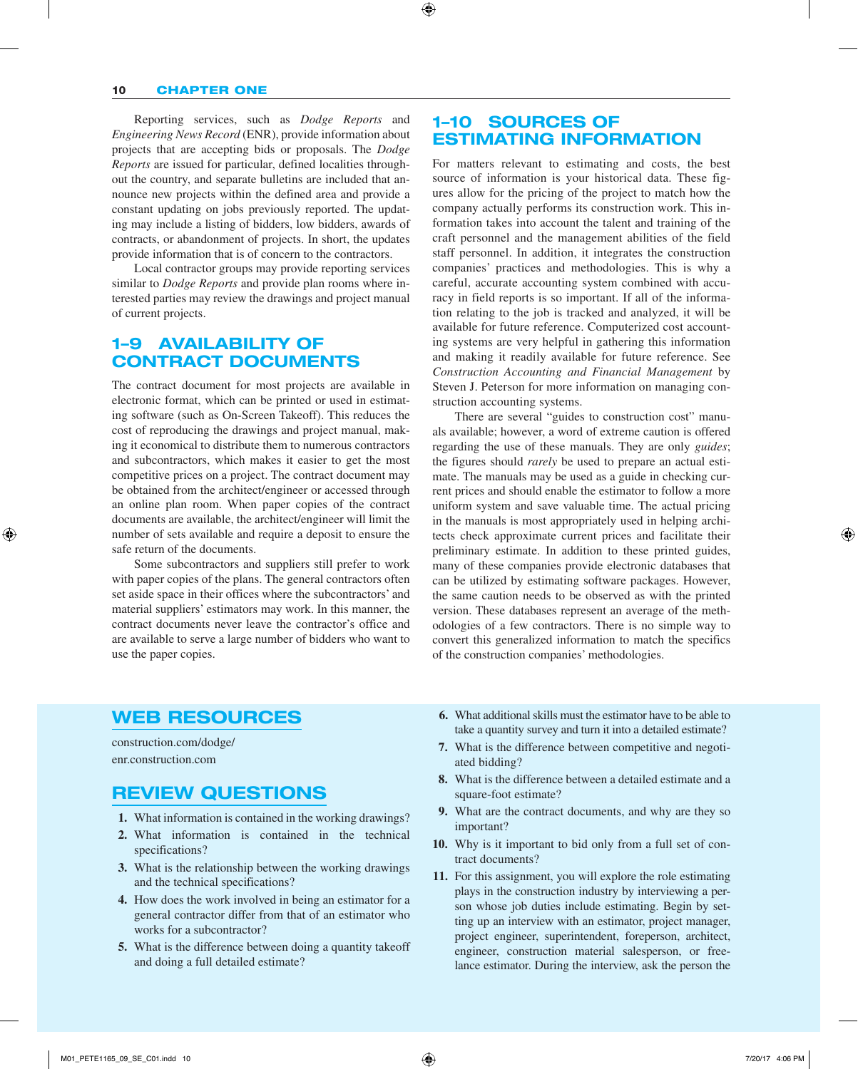Reporting services, such as *Dodge Reports* and *Engineering News Record* (ENR), provide information about projects that are accepting bids or proposals. The *Dodge Reports* are issued for particular, defined localities throughout the country, and separate bulletins are included that announce new projects within the defined area and provide a constant updating on jobs previously reported. The updating may include a listing of bidders, low bidders, awards of contracts, or abandonment of projects. In short, the updates provide information that is of concern to the contractors.

Local contractor groups may provide reporting services similar to *Dodge Reports* and provide plan rooms where interested parties may review the drawings and project manual of current projects.

## 1–9 AVAILABILITY OF CONTRACT DOCUMENTS

The contract document for most projects are available in electronic format, which can be printed or used in estimating software (such as On-Screen Takeoff). This reduces the cost of reproducing the drawings and project manual, making it economical to distribute them to numerous contractors and subcontractors, which makes it easier to get the most competitive prices on a project. The contract document may be obtained from the architect/engineer or accessed through an online plan room. When paper copies of the contract documents are available, the architect/engineer will limit the number of sets available and require a deposit to ensure the safe return of the documents.

Some subcontractors and suppliers still prefer to work with paper copies of the plans. The general contractors often set aside space in their offices where the subcontractors' and material suppliers' estimators may work. In this manner, the contract documents never leave the contractor's office and are available to serve a large number of bidders who want to use the paper copies.

## 1–10 SOURCES OF ESTIMATING INFORMATION

For matters relevant to estimating and costs, the best source of information is your historical data. These figures allow for the pricing of the project to match how the company actually performs its construction work. This information takes into account the talent and training of the craft personnel and the management abilities of the field staff personnel. In addition, it integrates the construction companies' practices and methodologies. This is why a careful, accurate accounting system combined with accuracy in field reports is so important. If all of the information relating to the job is tracked and analyzed, it will be available for future reference. Computerized cost accounting systems are very helpful in gathering this information and making it readily available for future reference. See *Construction Accounting and Financial Management* by Steven J. Peterson for more information on managing construction accounting systems.

There are several "guides to construction cost" manuals available; however, a word of extreme caution is offered regarding the use of these manuals. They are only *guides*; the figures should *rarely* be used to prepare an actual estimate. The manuals may be used as a guide in checking current prices and should enable the estimator to follow a more uniform system and save valuable time. The actual pricing in the manuals is most appropriately used in helping architects check approximate current prices and facilitate their preliminary estimate. In addition to these printed guides, many of these companies provide electronic databases that can be utilized by estimating software packages. However, the same caution needs to be observed as with the printed version. These databases represent an average of the methodologies of a few contractors. There is no simple way to convert this generalized information to match the specifics of the construction companies' methodologies.

## WEB RESOURCES

construction.com/dodge/

enr.construction.com

## REVIEW QUESTIONS

1. What information is contained in the working drawings?
2. What information is contained in the technical specifications?
3. What is the relationship between the working drawings and the technical specifications?
4. How does the work involved in being an estimator for a general contractor differ from that of an estimator who works for a subcontractor?
5. What is the difference between doing a quantity takeoff and doing a full detailed estimate?
6. What additional skills must the estimator have to be able to take a quantity survey and turn it into a detailed estimate?
7. What is the difference between competitive and negotiated bidding?
8. What is the difference between a detailed estimate and a square-foot estimate?
9. What are the contract documents, and why are they so important?
10. Why is it important to bid only from a full set of contract documents?
11. For this assignment, you will explore the role estimating plays in the construction industry by interviewing a person whose job duties include estimating. Begin by setting up an interview with an estimator, project manager, project engineer, superintendent, foreperson, architect, engineer, construction material salesperson, or freelance estimator. During the interview, ask the person the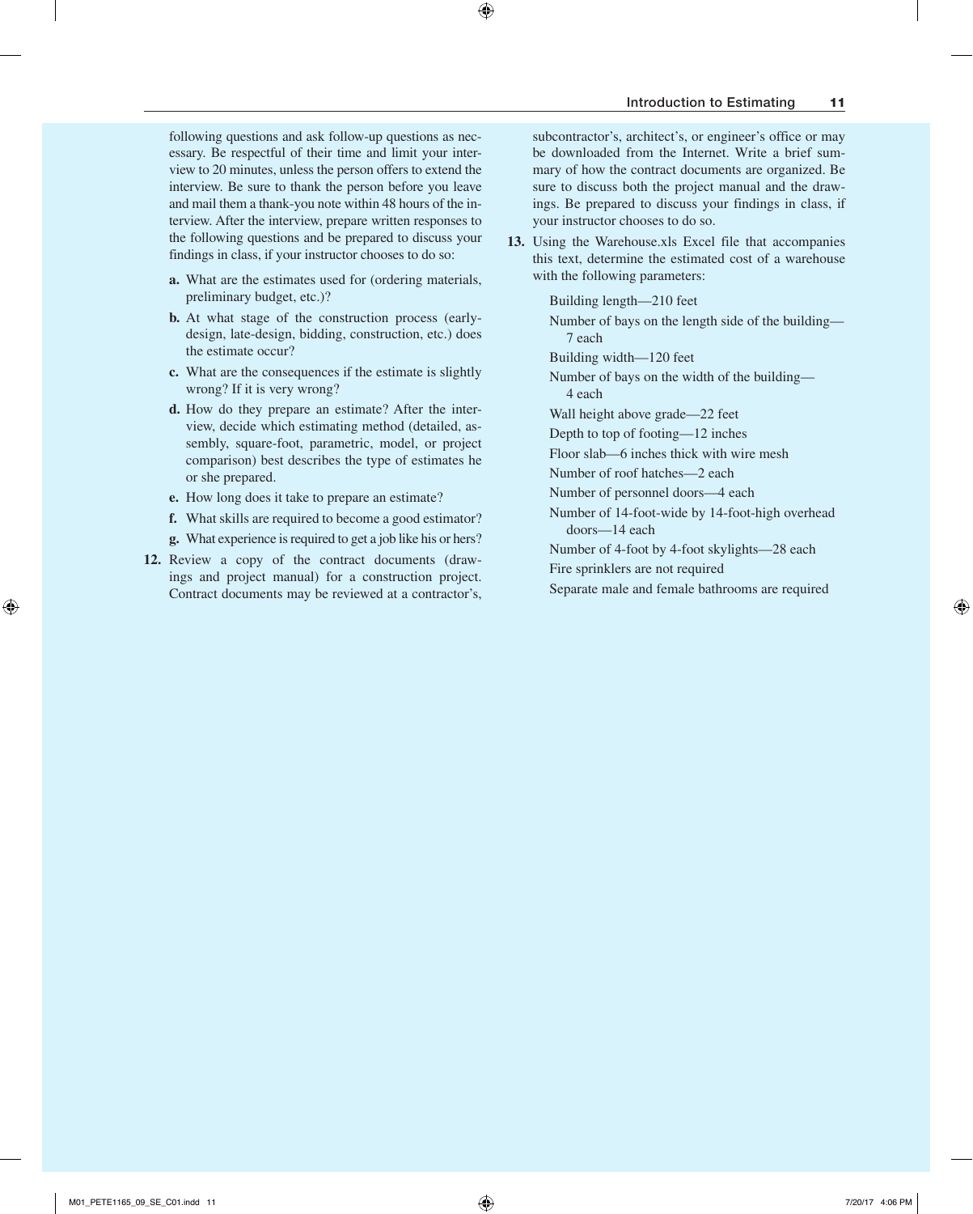following questions and ask follow-up questions as necessary. Be respectful of their time and limit your interview to 20 minutes, unless the person offers to extend the interview. Be sure to thank the person before you leave and mail them a thank-you note within 48 hours of the interview. After the interview, prepare written responses to the following questions and be prepared to discuss your findings in class, if your instructor chooses to do so:

**a.** What are the estimates used for (ordering materials, preliminary budget, etc.)?

**b.** At what stage of the construction process (early-design, late-design, bidding, construction, etc.) does the estimate occur?

**c.** What are the consequences if the estimate is slightly wrong? If it is very wrong?

**d.** How do they prepare an estimate? After the interview, decide which estimating method (detailed, assembly, square-foot, parametric, model, or project comparison) best describes the type of estimates he or she prepared.

**e.** How long does it take to prepare an estimate?

**f.** What skills are required to become a good estimator?

**g.** What experience is required to get a job like his or hers?

**12.** Review a copy of the contract documents (drawings and project manual) for a construction project. Contract documents may be reviewed at a contractor's, subcontractor's, architect's, or engineer's office or may be downloaded from the Internet. Write a brief summary of how the contract documents are organized. Be sure to discuss both the project manual and the drawings. Be prepared to discuss your findings in class, if your instructor chooses to do so.

**13.** Using the Warehouse.xls Excel file that accompanies this text, determine the estimated cost of a warehouse with the following parameters:

Building length—210 feet

Number of bays on the length side of the building—7 each

Building width—120 feet

Number of bays on the width of the building—4 each

Wall height above grade—22 feet

Depth to top of footing—12 inches

Floor slab—6 inches thick with wire mesh

Number of roof hatches—2 each

Number of personnel doors—4 each

Number of 14-foot-wide by 14-foot-high overhead doors—14 each

Number of 4-foot by 4-foot skylights—28 each

Fire sprinklers are not required

Separate male and female bathrooms are required